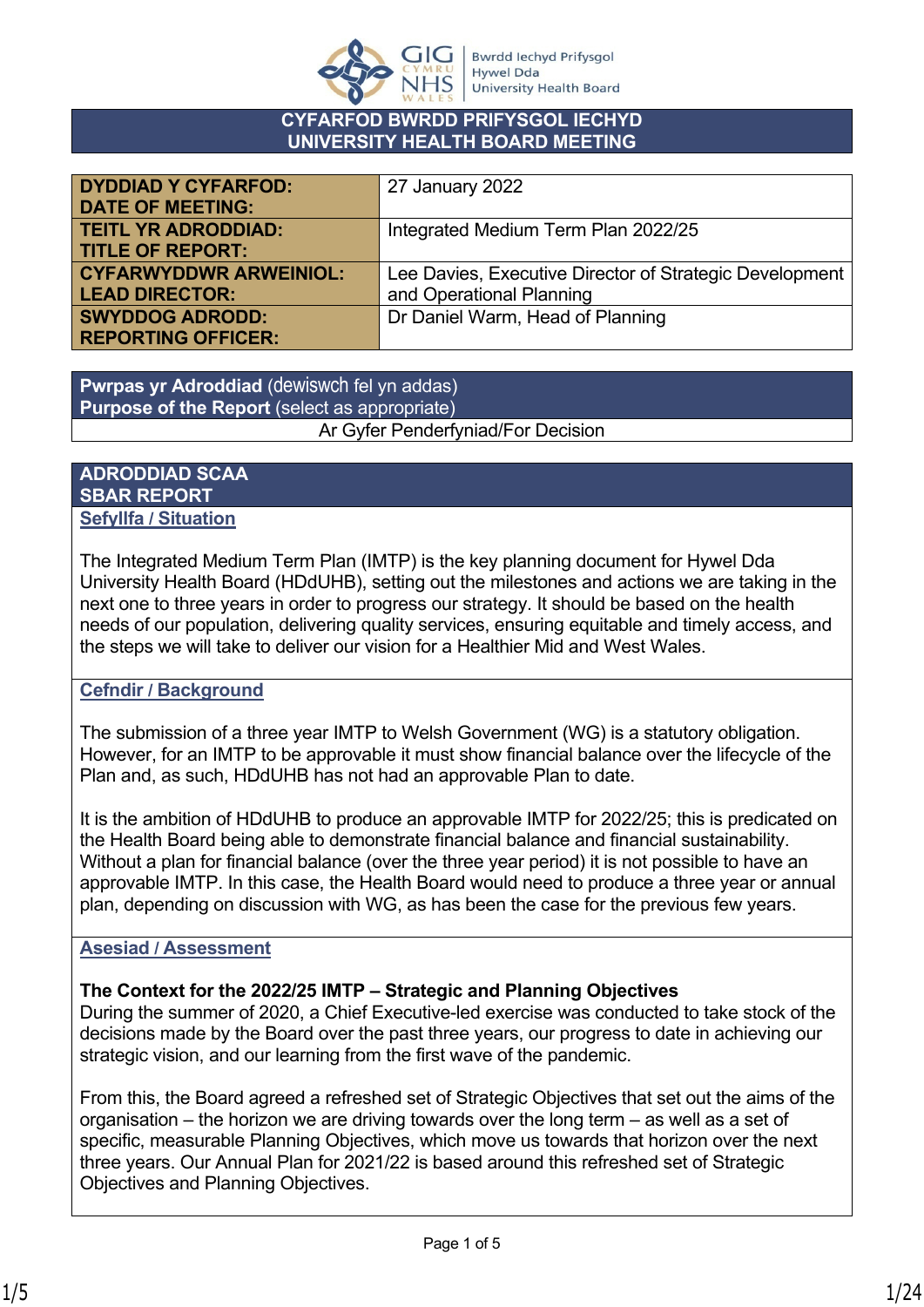**CYFARFOD BWRDD PRIFYSGOL IECHYD**
**UNIVERSITY HEALTH BOARD MEETING**

| | |
|---|---|
| **DYDDIAD Y CYFARFOD:**<br>**DATE OF MEETING:** | 27 January 2022 |
| **TEITL YR ADRODDIAD:**<br>**TITLE OF REPORT:** | Integrated Medium Term Plan 2022/25 |
| **CYFARWYDDWR ARWEINIOL:**<br>**LEAD DIRECTOR:** | Lee Davies, Executive Director of Strategic Development and Operational Planning |
| **SWYDDOG ADRODD:**<br>**REPORTING OFFICER:** | Dr Daniel Warm, Head of Planning |

| **Pwrpas yr Adroddiad** (dewiswch fel yn addas)<br>**Purpose of the Report** (select as appropriate) |
|---|
| Ar Gyfer Penderfyniad/For Decision |

## ADRODDIAD SCAA
## SBAR REPORT

### Sefyllfa / Situation

The Integrated Medium Term Plan (IMTP) is the key planning document for Hywel Dda University Health Board (HDdUHB), setting out the milestones and actions we are taking in the next one to three years in order to progress our strategy. It should be based on the health needs of our population, delivering quality services, ensuring equitable and timely access, and the steps we will take to deliver our vision for a Healthier Mid and West Wales.

### Cefndir / Background

The submission of a three year IMTP to Welsh Government (WG) is a statutory obligation. However, for an IMTP to be approvable it must show financial balance over the lifecycle of the Plan and, as such, HDdUHB has not had an approvable Plan to date.

It is the ambition of HDdUHB to produce an approvable IMTP for 2022/25; this is predicated on the Health Board being able to demonstrate financial balance and financial sustainability. Without a plan for financial balance (over the three year period) it is not possible to have an approvable IMTP. In this case, the Health Board would need to produce a three year or annual plan, depending on discussion with WG, as has been the case for the previous few years.

### Asesiad / Assessment

**The Context for the 2022/25 IMTP – Strategic and Planning Objectives**

During the summer of 2020, a Chief Executive-led exercise was conducted to take stock of the decisions made by the Board over the past three years, our progress to date in achieving our strategic vision, and our learning from the first wave of the pandemic.

From this, the Board agreed a refreshed set of Strategic Objectives that set out the aims of the organisation – the horizon we are driving towards over the long term – as well as a set of specific, measurable Planning Objectives, which move us towards that horizon over the next three years. Our Annual Plan for 2021/22 is based around this refreshed set of Strategic Objectives and Planning Objectives.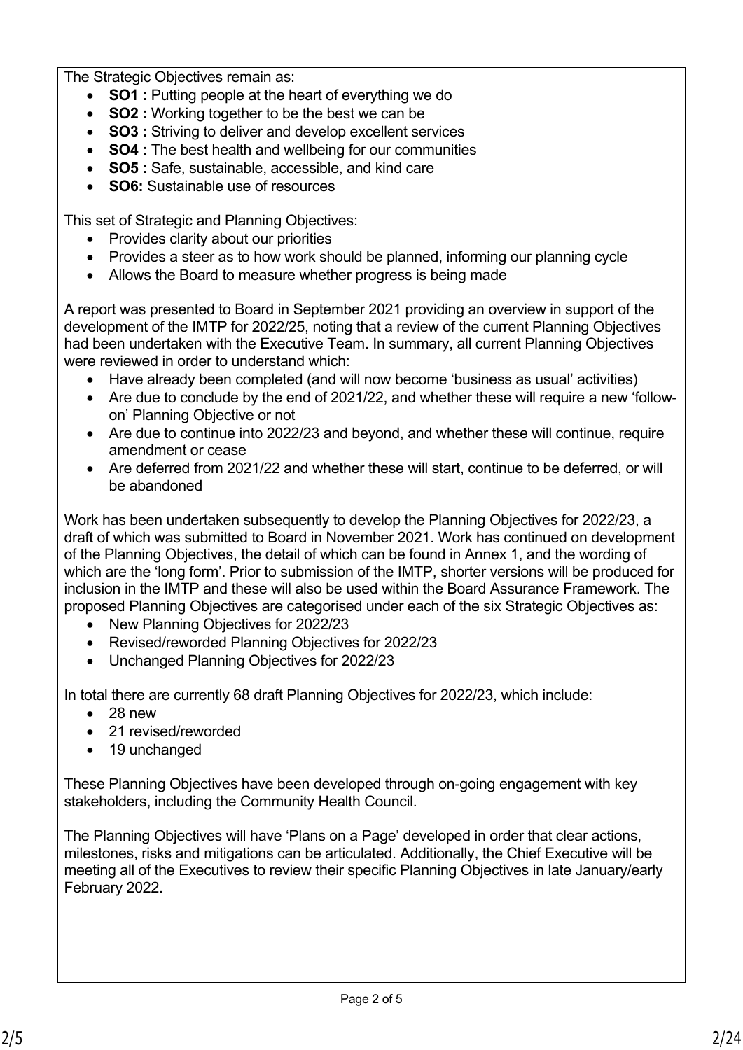The Strategic Objectives remain as:

- **SO1 :** Putting people at the heart of everything we do
- **SO2 :** Working together to be the best we can be
- **SO3 :** Striving to deliver and develop excellent services
- **SO4 :** The best health and wellbeing for our communities
- **SO5 :** Safe, sustainable, accessible, and kind care
- **SO6:** Sustainable use of resources

This set of Strategic and Planning Objectives:

- Provides clarity about our priorities
- Provides a steer as to how work should be planned, informing our planning cycle
- Allows the Board to measure whether progress is being made

A report was presented to Board in September 2021 providing an overview in support of the development of the IMTP for 2022/25, noting that a review of the current Planning Objectives had been undertaken with the Executive Team. In summary, all current Planning Objectives were reviewed in order to understand which:

- Have already been completed (and will now become 'business as usual' activities)
- Are due to conclude by the end of 2021/22, and whether these will require a new 'follow-on' Planning Objective or not
- Are due to continue into 2022/23 and beyond, and whether these will continue, require amendment or cease
- Are deferred from 2021/22 and whether these will start, continue to be deferred, or will be abandoned

Work has been undertaken subsequently to develop the Planning Objectives for 2022/23, a draft of which was submitted to Board in November 2021. Work has continued on development of the Planning Objectives, the detail of which can be found in Annex 1, and the wording of which are the 'long form'. Prior to submission of the IMTP, shorter versions will be produced for inclusion in the IMTP and these will also be used within the Board Assurance Framework. The proposed Planning Objectives are categorised under each of the six Strategic Objectives as:

- New Planning Objectives for 2022/23
- Revised/reworded Planning Objectives for 2022/23
- Unchanged Planning Objectives for 2022/23

In total there are currently 68 draft Planning Objectives for 2022/23, which include:

- 28 new
- 21 revised/reworded
- 19 unchanged

These Planning Objectives have been developed through on-going engagement with key stakeholders, including the Community Health Council.

The Planning Objectives will have 'Plans on a Page' developed in order that clear actions, milestones, risks and mitigations can be articulated. Additionally, the Chief Executive will be meeting all of the Executives to review their specific Planning Objectives in late January/early February 2022.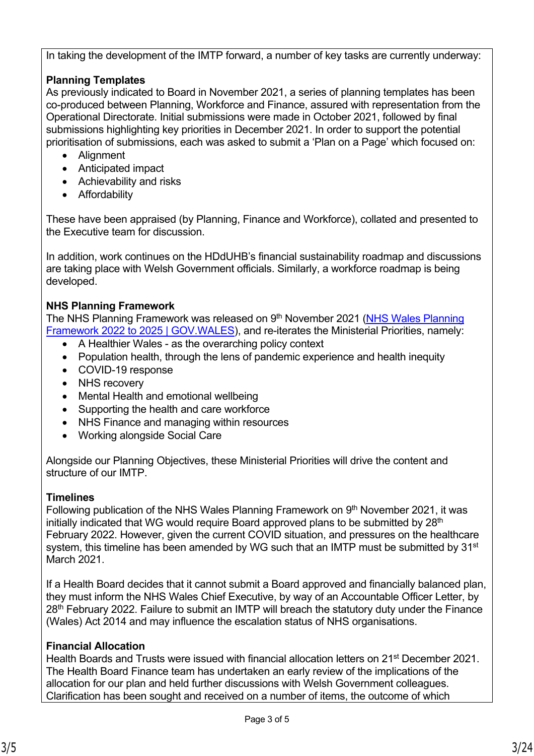In taking the development of the IMTP forward, a number of key tasks are currently underway:

**Planning Templates**
As previously indicated to Board in November 2021, a series of planning templates has been co-produced between Planning, Workforce and Finance, assured with representation from the Operational Directorate. Initial submissions were made in October 2021, followed by final submissions highlighting key priorities in December 2021. In order to support the potential prioritisation of submissions, each was asked to submit a 'Plan on a Page' which focused on:

- Alignment
- Anticipated impact
- Achievability and risks
- Affordability

These have been appraised (by Planning, Finance and Workforce), collated and presented to the Executive team for discussion.

In addition, work continues on the HDdUHB's financial sustainability roadmap and discussions are taking place with Welsh Government officials. Similarly, a workforce roadmap is being developed.

**NHS Planning Framework**
The NHS Planning Framework was released on 9th November 2021 ([NHS Wales Planning Framework 2022 to 2025 | GOV.WALES]()), and re-iterates the Ministerial Priorities, namely:

- A Healthier Wales - as the overarching policy context
- Population health, through the lens of pandemic experience and health inequity
- COVID-19 response
- NHS recovery
- Mental Health and emotional wellbeing
- Supporting the health and care workforce
- NHS Finance and managing within resources
- Working alongside Social Care

Alongside our Planning Objectives, these Ministerial Priorities will drive the content and structure of our IMTP.

**Timelines**
Following publication of the NHS Wales Planning Framework on 9th November 2021, it was initially indicated that WG would require Board approved plans to be submitted by 28th February 2022. However, given the current COVID situation, and pressures on the healthcare system, this timeline has been amended by WG such that an IMTP must be submitted by 31st March 2021.

If a Health Board decides that it cannot submit a Board approved and financially balanced plan, they must inform the NHS Wales Chief Executive, by way of an Accountable Officer Letter, by 28th February 2022. Failure to submit an IMTP will breach the statutory duty under the Finance (Wales) Act 2014 and may influence the escalation status of NHS organisations.

**Financial Allocation**
Health Boards and Trusts were issued with financial allocation letters on 21st December 2021. The Health Board Finance team has undertaken an early review of the implications of the allocation for our plan and held further discussions with Welsh Government colleagues. Clarification has been sought and received on a number of items, the outcome of which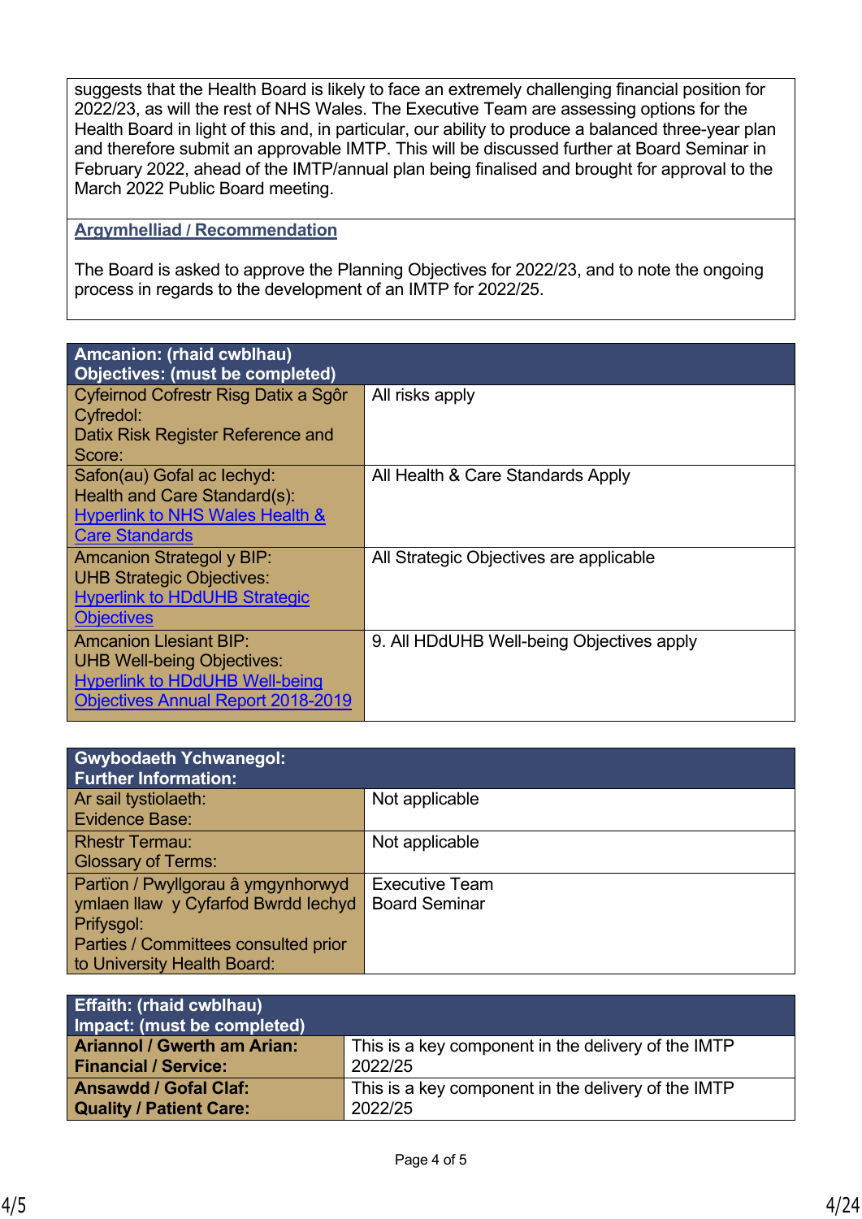suggests that the Health Board is likely to face an extremely challenging financial position for 2022/23, as will the rest of NHS Wales. The Executive Team are assessing options for the Health Board in light of this and, in particular, our ability to produce a balanced three-year plan and therefore submit an approvable IMTP. This will be discussed further at Board Seminar in February 2022, ahead of the IMTP/annual plan being finalised and brought for approval to the March 2022 Public Board meeting.

**Argymhelliad / Recommendation**

The Board is asked to approve the Planning Objectives for 2022/23, and to note the ongoing process in regards to the development of an IMTP for 2022/25.

| **Amcanion: (rhaid cwblhau)<br>Objectives: (must be completed)** | |
|---|---|
| Cyfeirnod Cofrestr Risg Datix a Sgôr Cyfredol:<br>Datix Risk Register Reference and Score: | All risks apply |
| Safon(au) Gofal ac Iechyd:<br>Health and Care Standard(s):<br>Hyperlink to NHS Wales Health & Care Standards | All Health & Care Standards Apply |
| Amcanion Strategol y BIP:<br>UHB Strategic Objectives:<br>Hyperlink to HDdUHB Strategic Objectives | All Strategic Objectives are applicable |
| Amcanion Llesiant BIP:<br>UHB Well-being Objectives:<br>Hyperlink to HDdUHB Well-being Objectives Annual Report 2018-2019 | 9. All HDdUHB Well-being Objectives apply |

| **Gwybodaeth Ychwanegol:<br>Further Information:** | |
|---|---|
| Ar sail tystiolaeth:<br>Evidence Base: | Not applicable |
| Rhestr Termau:<br>Glossary of Terms: | Not applicable |
| Partïon / Pwyllgorau â ymgynhorwyd ymlaen llaw y Cyfarfod Bwrdd Iechyd Prifysgol:<br>Parties / Committees consulted prior to University Health Board: | Executive Team<br>Board Seminar |

| **Effaith: (rhaid cwblhau)<br>Impact: (must be completed)** | |
|---|---|
| **Ariannol / Gwerth am Arian:<br>Financial / Service:** | This is a key component in the delivery of the IMTP 2022/25 |
| **Ansawdd / Gofal Claf:<br>Quality / Patient Care:** | This is a key component in the delivery of the IMTP 2022/25 |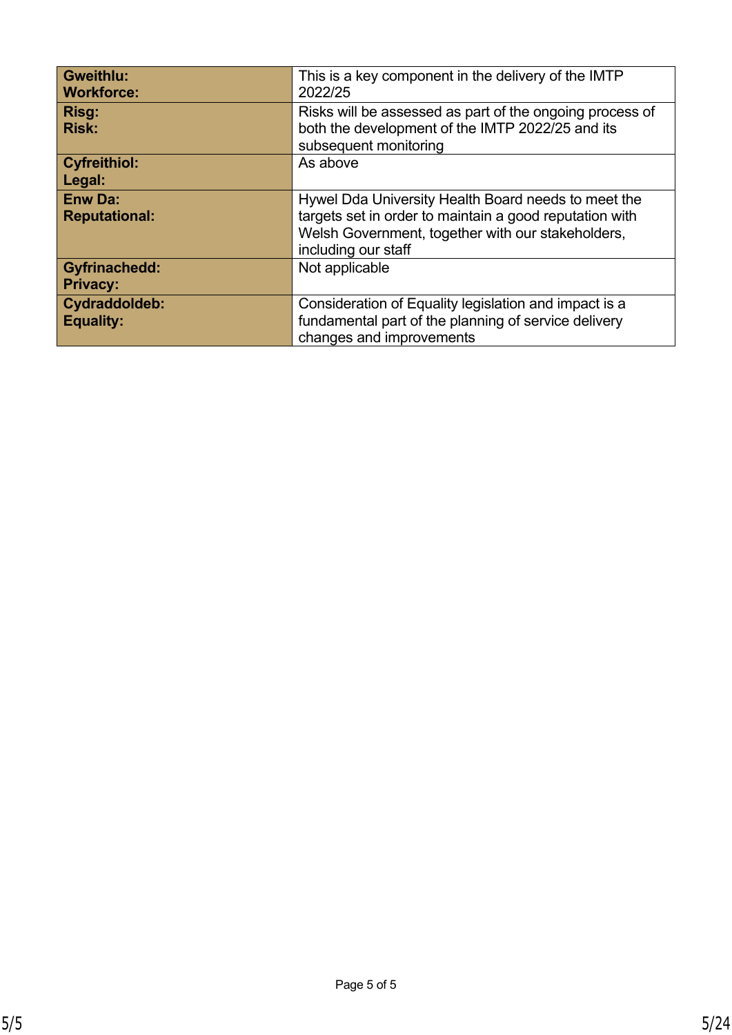| | |
|---|---|
| **Gweithlu:**<br>**Workforce:** | This is a key component in the delivery of the IMTP 2022/25 |
| **Risg:**<br>**Risk:** | Risks will be assessed as part of the ongoing process of both the development of the IMTP 2022/25 and its subsequent monitoring |
| **Cyfreithiol:**<br>**Legal:** | As above |
| **Enw Da:**<br>**Reputational:** | Hywel Dda University Health Board needs to meet the targets set in order to maintain a good reputation with Welsh Government, together with our stakeholders, including our staff |
| **Gyfrinachedd:**<br>**Privacy:** | Not applicable |
| **Cydraddoldeb:**<br>**Equality:** | Consideration of Equality legislation and impact is a fundamental part of the planning of service delivery changes and improvements |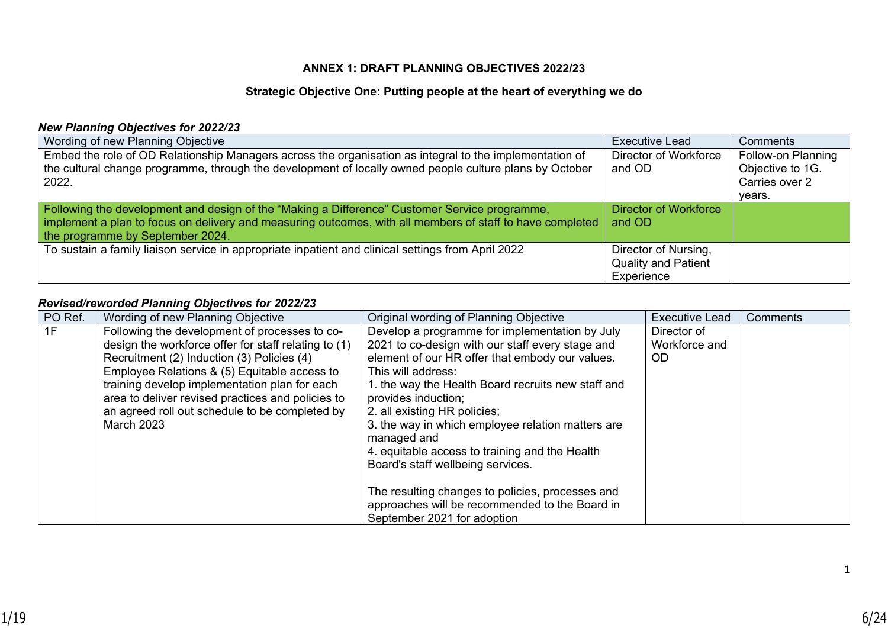**ANNEX 1: DRAFT PLANNING OBJECTIVES 2022/23**

**Strategic Objective One: Putting people at the heart of everything we do**

***New Planning Objectives for 2022/23***

| Wording of new Planning Objective | Executive Lead | Comments |
|---|---|---|
| Embed the role of OD Relationship Managers across the organisation as integral to the implementation of the cultural change programme, through the development of locally owned people culture plans by October 2022. | Director of Workforce and OD | Follow-on Planning Objective to 1G. Carries over 2 years. |
| Following the development and design of the "Making a Difference" Customer Service programme, implement a plan to focus on delivery and measuring outcomes, with all members of staff to have completed the programme by September 2024. | Director of Workforce and OD | |
| To sustain a family liaison service in appropriate inpatient and clinical settings from April 2022 | Director of Nursing, Quality and Patient Experience | |

***Revised/reworded Planning Objectives for 2022/23***

| PO Ref. | Wording of new Planning Objective | Original wording of Planning Objective | Executive Lead | Comments |
|---|---|---|---|---|
| 1F | Following the development of processes to co-design the workforce offer for staff relating to (1) Recruitment (2) Induction (3) Policies (4) Employee Relations & (5) Equitable access to training develop implementation plan for each area to deliver revised practices and policies to an agreed roll out schedule to be completed by March 2023 | Develop a programme for implementation by July 2021 to co-design with our staff every stage and element of our HR offer that embody our values. This will address:<br>1. the way the Health Board recruits new staff and provides induction;<br>2. all existing HR policies;<br>3. the way in which employee relation matters are managed and<br>4. equitable access to training and the Health Board's staff wellbeing services.<br><br>The resulting changes to policies, processes and approaches will be recommended to the Board in September 2021 for adoption | Director of Workforce and OD | |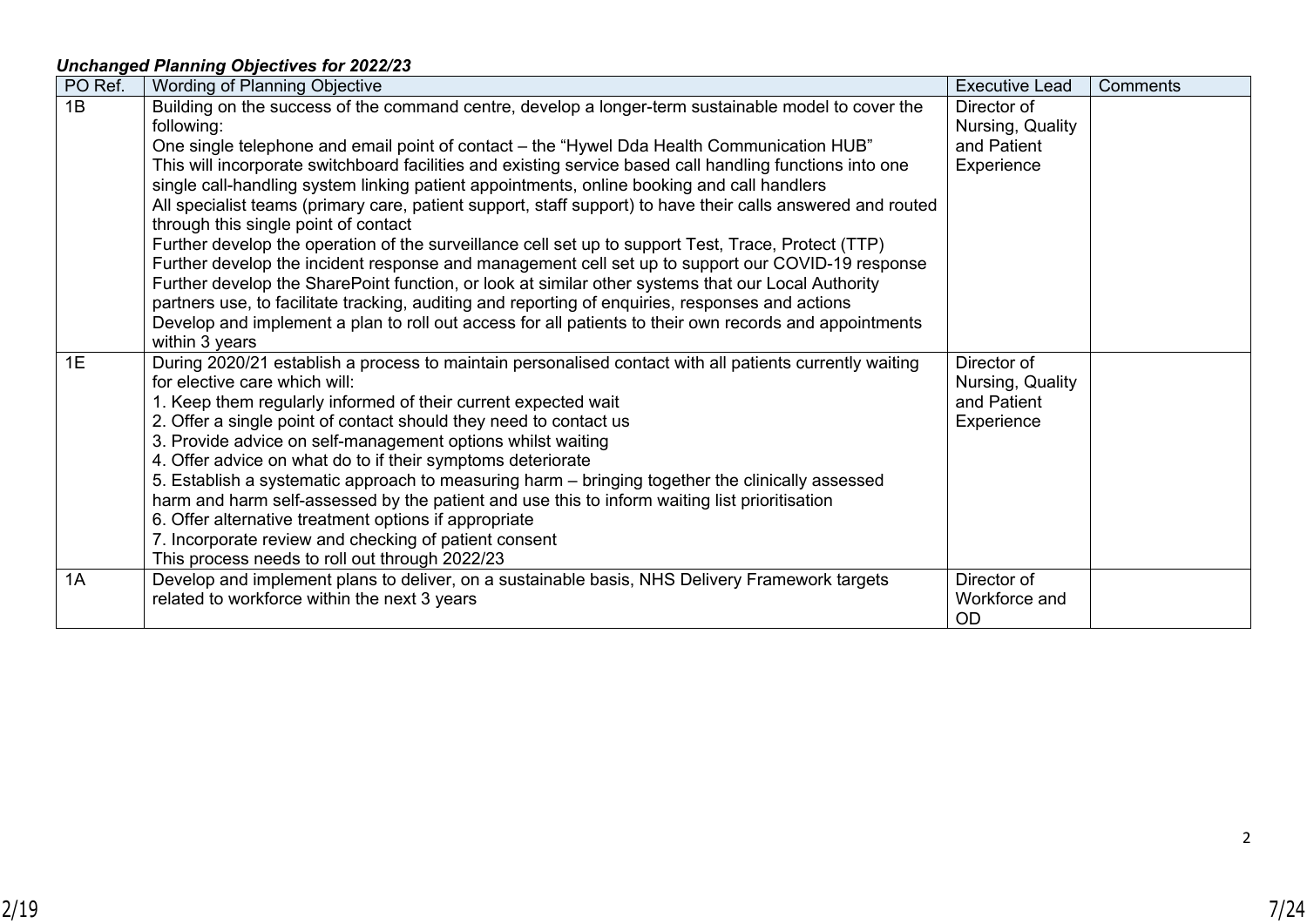***Unchanged Planning Objectives for 2022/23***

| PO Ref. | Wording of Planning Objective | Executive Lead | Comments |
|---|---|---|---|
| 1B | Building on the success of the command centre, develop a longer-term sustainable model to cover the following:<br>One single telephone and email point of contact – the “Hywel Dda Health Communication HUB”<br>This will incorporate switchboard facilities and existing service based call handling functions into one single call-handling system linking patient appointments, online booking and call handlers<br>All specialist teams (primary care, patient support, staff support) to have their calls answered and routed through this single point of contact<br>Further develop the operation of the surveillance cell set up to support Test, Trace, Protect (TTP)<br>Further develop the incident response and management cell set up to support our COVID-19 response<br>Further develop the SharePoint function, or look at similar other systems that our Local Authority partners use, to facilitate tracking, auditing and reporting of enquiries, responses and actions<br>Develop and implement a plan to roll out access for all patients to their own records and appointments within 3 years | Director of Nursing, Quality and Patient Experience | |
| 1E | During 2020/21 establish a process to maintain personalised contact with all patients currently waiting for elective care which will:<br>1. Keep them regularly informed of their current expected wait<br>2. Offer a single point of contact should they need to contact us<br>3. Provide advice on self-management options whilst waiting<br>4. Offer advice on what do to if their symptoms deteriorate<br>5. Establish a systematic approach to measuring harm – bringing together the clinically assessed harm and harm self-assessed by the patient and use this to inform waiting list prioritisation<br>6. Offer alternative treatment options if appropriate<br>7. Incorporate review and checking of patient consent<br>This process needs to roll out through 2022/23 | Director of Nursing, Quality and Patient Experience | |
| 1A | Develop and implement plans to deliver, on a sustainable basis, NHS Delivery Framework targets related to workforce within the next 3 years | Director of Workforce and OD | |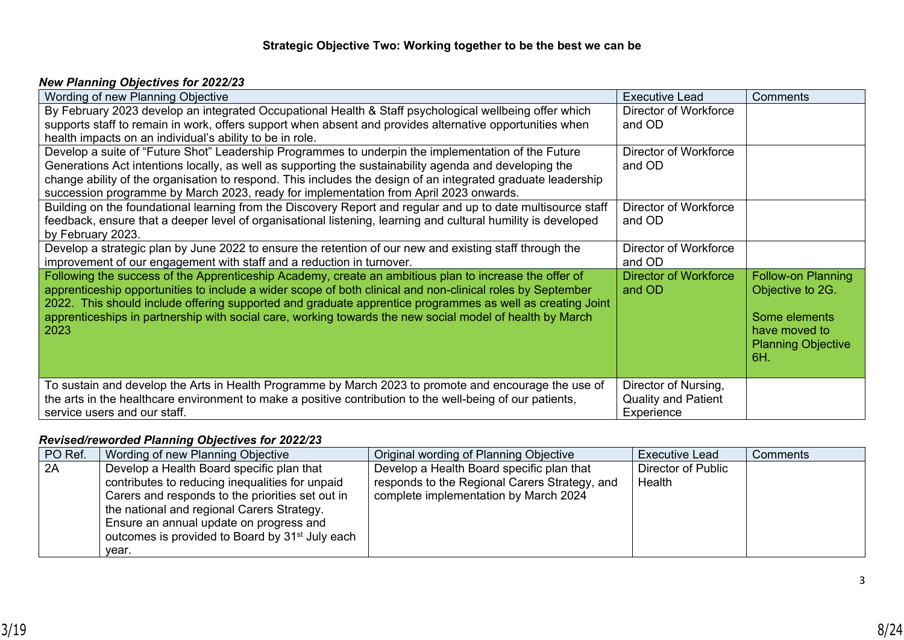**Strategic Objective Two: Working together to be the best we can be**

***New Planning Objectives for 2022/23***

| Wording of new Planning Objective | Executive Lead | Comments |
|---|---|---|
| By February 2023 develop an integrated Occupational Health & Staff psychological wellbeing offer which supports staff to remain in work, offers support when absent and provides alternative opportunities when health impacts on an individual's ability to be in role. | Director of Workforce and OD | |
| Develop a suite of "Future Shot" Leadership Programmes to underpin the implementation of the Future Generations Act intentions locally, as well as supporting the sustainability agenda and developing the change ability of the organisation to respond. This includes the design of an integrated graduate leadership succession programme by March 2023, ready for implementation from April 2023 onwards. | Director of Workforce and OD | |
| Building on the foundational learning from the Discovery Report and regular and up to date multisource staff feedback, ensure that a deeper level of organisational listening, learning and cultural humility is developed by February 2023. | Director of Workforce and OD | |
| Develop a strategic plan by June 2022 to ensure the retention of our new and existing staff through the improvement of our engagement with staff and a reduction in turnover. | Director of Workforce and OD | |
| Following the success of the Apprenticeship Academy, create an ambitious plan to increase the offer of apprenticeship opportunities to include a wider scope of both clinical and non-clinical roles by September 2022. This should include offering supported and graduate apprentice programmes as well as creating Joint apprenticeships in partnership with social care, working towards the new social model of health by March 2023 | Director of Workforce and OD | Follow-on Planning Objective to 2G.<br><br>Some elements have moved to Planning Objective 6H. |
| To sustain and develop the Arts in Health Programme by March 2023 to promote and encourage the use of the arts in the healthcare environment to make a positive contribution to the well-being of our patients, service users and our staff. | Director of Nursing, Quality and Patient Experience | |

***Revised/reworded Planning Objectives for 2022/23***

| PO Ref. | Wording of new Planning Objective | Original wording of Planning Objective | Executive Lead | Comments |
|---|---|---|---|---|
| 2A | Develop a Health Board specific plan that contributes to reducing inequalities for unpaid Carers and responds to the priorities set out in the national and regional Carers Strategy. Ensure an annual update on progress and outcomes is provided to Board by 31st July each year. | Develop a Health Board specific plan that responds to the Regional Carers Strategy, and complete implementation by March 2024 | Director of Public Health | |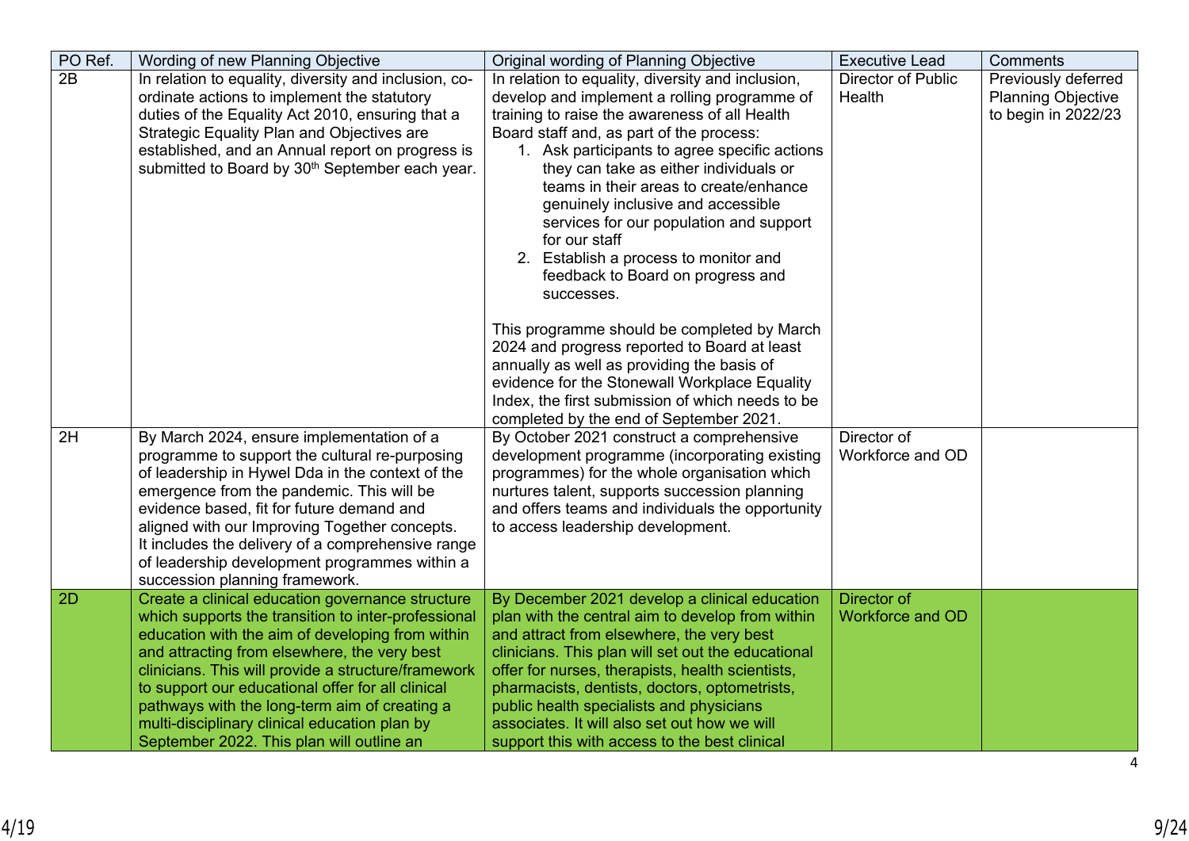| PO Ref. | Wording of new Planning Objective | Original wording of Planning Objective | Executive Lead | Comments |
|---|---|---|---|---|
| 2B | In relation to equality, diversity and inclusion, co-ordinate actions to implement the statutory duties of the Equality Act 2010, ensuring that a Strategic Equality Plan and Objectives are established, and an Annual report on progress is submitted to Board by 30th September each year. | In relation to equality, diversity and inclusion, develop and implement a rolling programme of training to raise the awareness of all Health Board staff and, as part of the process:<br>1. Ask participants to agree specific actions they can take as either individuals or teams in their areas to create/enhance genuinely inclusive and accessible services for our population and support for our staff<br>2. Establish a process to monitor and feedback to Board on progress and successes.<br><br>This programme should be completed by March 2024 and progress reported to Board at least annually as well as providing the basis of evidence for the Stonewall Workplace Equality Index, the first submission of which needs to be completed by the end of September 2021. | Director of Public Health | Previously deferred Planning Objective to begin in 2022/23 |
| 2H | By March 2024, ensure implementation of a programme to support the cultural re-purposing of leadership in Hywel Dda in the context of the emergence from the pandemic. This will be evidence based, fit for future demand and aligned with our Improving Together concepts. It includes the delivery of a comprehensive range of leadership development programmes within a succession planning framework. | By October 2021 construct a comprehensive development programme (incorporating existing programmes) for the whole organisation which nurtures talent, supports succession planning and offers teams and individuals the opportunity to access leadership development. | Director of Workforce and OD | |
| 2D | Create a clinical education governance structure which supports the transition to inter-professional education with the aim of developing from within and attracting from elsewhere, the very best clinicians. This will provide a structure/framework to support our educational offer for all clinical pathways with the long-term aim of creating a multi-disciplinary clinical education plan by September 2022. This plan will outline an | By December 2021 develop a clinical education plan with the central aim to develop from within and attract from elsewhere, the very best clinicians. This plan will set out the educational offer for nurses, therapists, health scientists, pharmacists, dentists, doctors, optometrists, public health specialists and physicians associates. It will also set out how we will support this with access to the best clinical | Director of Workforce and OD | |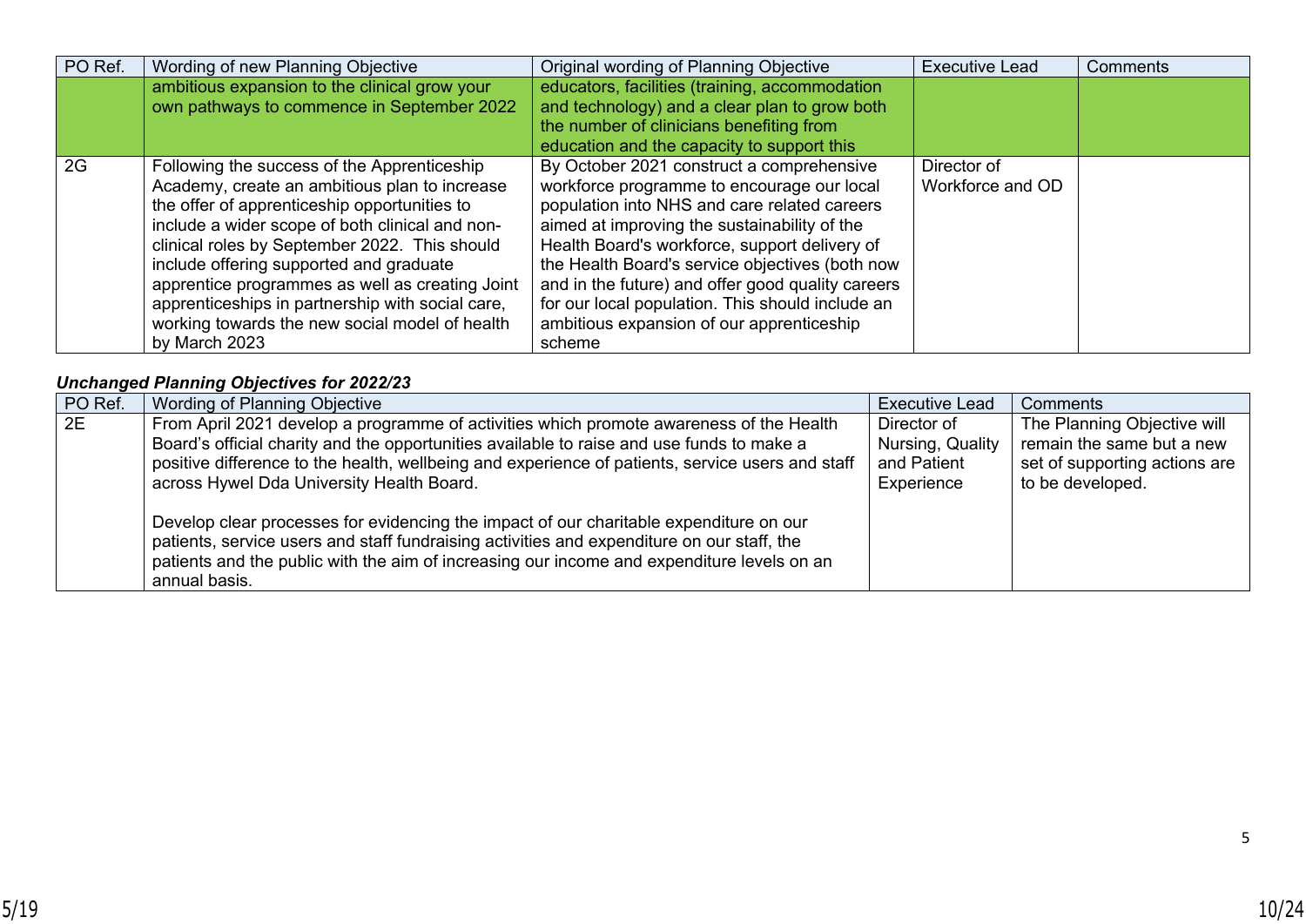| PO Ref. | Wording of new Planning Objective | Original wording of Planning Objective | Executive Lead | Comments |
|---|---|---|---|---|
| | ambitious expansion to the clinical grow your own pathways to commence in September 2022 | educators, facilities (training, accommodation and technology) and a clear plan to grow both the number of clinicians benefiting from education and the capacity to support this | | |
| 2G | Following the success of the Apprenticeship Academy, create an ambitious plan to increase the offer of apprenticeship opportunities to include a wider scope of both clinical and non-clinical roles by September 2022. This should include offering supported and graduate apprentice programmes as well as creating Joint apprenticeships in partnership with social care, working towards the new social model of health by March 2023 | By October 2021 construct a comprehensive workforce programme to encourage our local population into NHS and care related careers aimed at improving the sustainability of the Health Board's workforce, support delivery of the Health Board's service objectives (both now and in the future) and offer good quality careers for our local population. This should include an ambitious expansion of our apprenticeship scheme | Director of Workforce and OD | |

***Unchanged Planning Objectives for 2022/23***

| PO Ref. | Wording of Planning Objective | Executive Lead | Comments |
|---|---|---|---|
| 2E | From April 2021 develop a programme of activities which promote awareness of the Health Board's official charity and the opportunities available to raise and use funds to make a positive difference to the health, wellbeing and experience of patients, service users and staff across Hywel Dda University Health Board.<br><br>Develop clear processes for evidencing the impact of our charitable expenditure on our patients, service users and staff fundraising activities and expenditure on our staff, the patients and the public with the aim of increasing our income and expenditure levels on an annual basis. | Director of Nursing, Quality and Patient Experience | The Planning Objective will remain the same but a new set of supporting actions are to be developed. |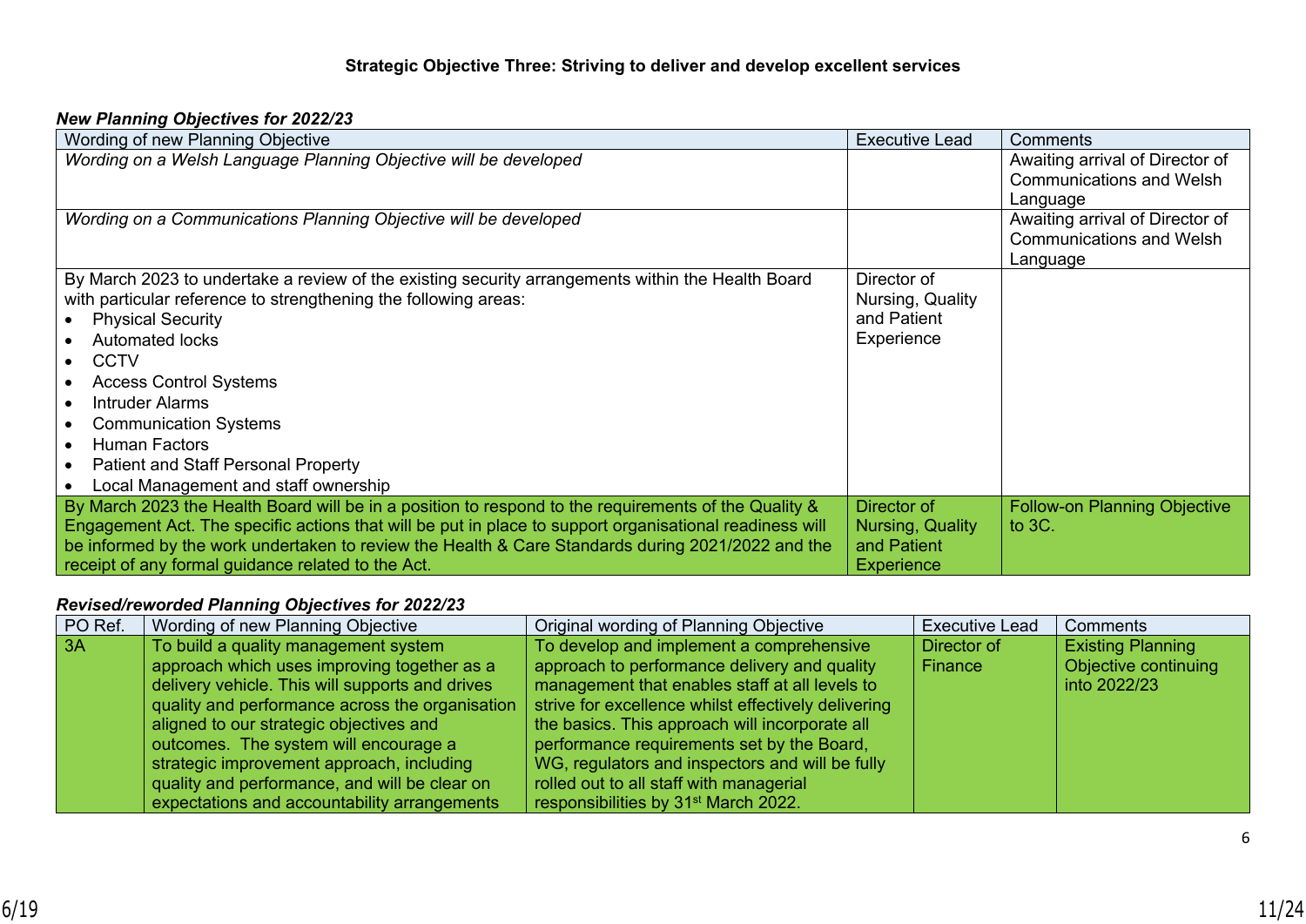**Strategic Objective Three: Striving to deliver and develop excellent services**

***New Planning Objectives for 2022/23***

| Wording of new Planning Objective | Executive Lead | Comments |
|---|---|---|
| *Wording on a Welsh Language Planning Objective will be developed* | | Awaiting arrival of Director of Communications and Welsh Language |
| *Wording on a Communications Planning Objective will be developed* | | Awaiting arrival of Director of Communications and Welsh Language |
| By March 2023 to undertake a review of the existing security arrangements within the Health Board with particular reference to strengthening the following areas:<br>• Physical Security<br>• Automated locks<br>• CCTV<br>• Access Control Systems<br>• Intruder Alarms<br>• Communication Systems<br>• Human Factors<br>• Patient and Staff Personal Property<br>• Local Management and staff ownership | Director of Nursing, Quality and Patient Experience | |
| By March 2023 the Health Board will be in a position to respond to the requirements of the Quality & Engagement Act. The specific actions that will be put in place to support organisational readiness will be informed by the work undertaken to review the Health & Care Standards during 2021/2022 and the receipt of any formal guidance related to the Act. | Director of Nursing, Quality and Patient Experience | Follow-on Planning Objective to 3C. |

***Revised/reworded Planning Objectives for 2022/23***

| PO Ref. | Wording of new Planning Objective | Original wording of Planning Objective | Executive Lead | Comments |
|---|---|---|---|---|
| 3A | To build a quality management system approach which uses improving together as a delivery vehicle. This will supports and drives quality and performance across the organisation aligned to our strategic objectives and outcomes. The system will encourage a strategic improvement approach, including quality and performance, and will be clear on expectations and accountability arrangements | To develop and implement a comprehensive approach to performance delivery and quality management that enables staff at all levels to strive for excellence whilst effectively delivering the basics. This approach will incorporate all performance requirements set by the Board, WG, regulators and inspectors and will be fully rolled out to all staff with managerial responsibilities by 31st March 2022. | Director of Finance | Existing Planning Objective continuing into 2022/23 |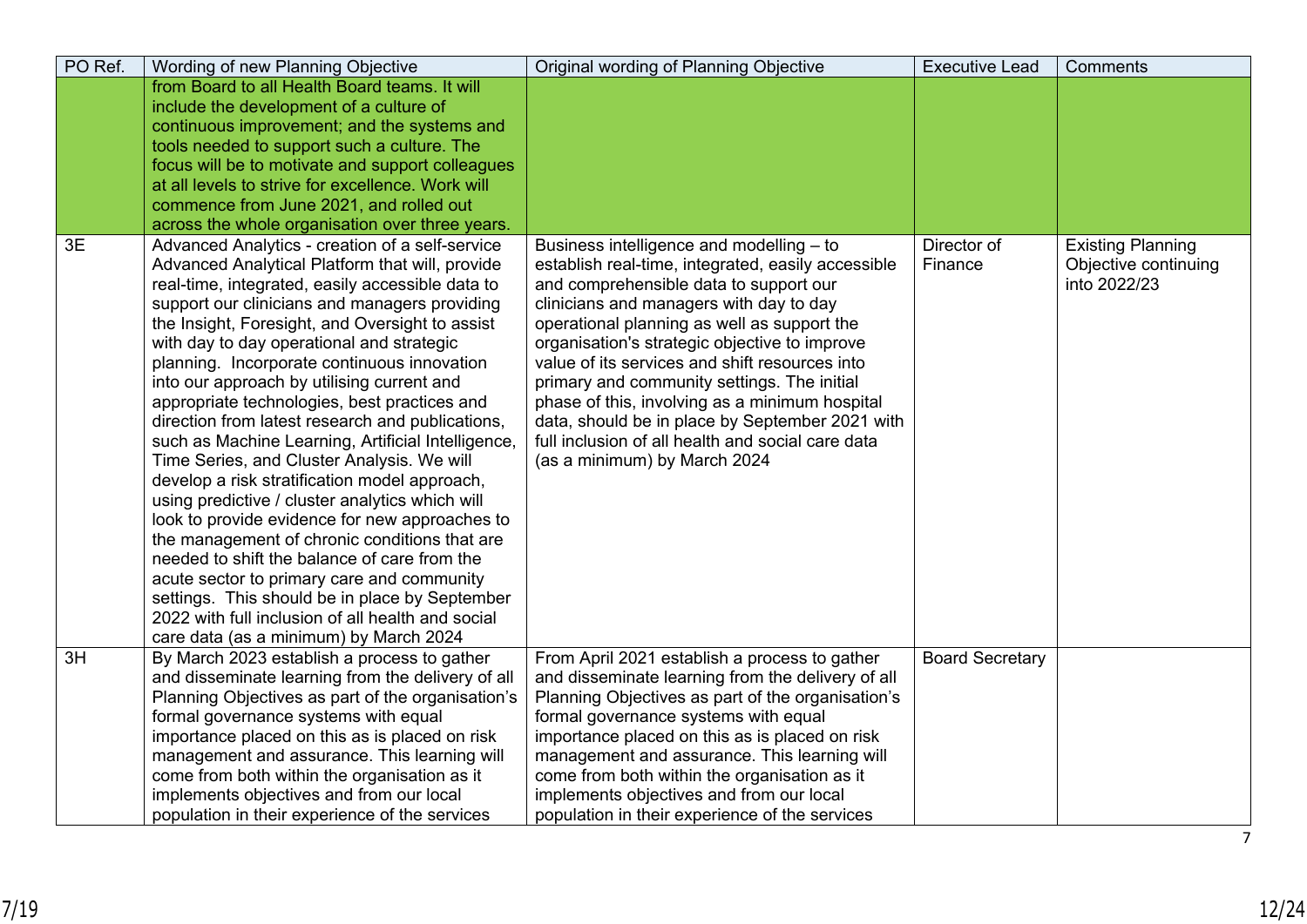| PO Ref. | Wording of new Planning Objective | Original wording of Planning Objective | Executive Lead | Comments |
|---|---|---|---|---|
| | from Board to all Health Board teams. It will include the development of a culture of continuous improvement; and the systems and tools needed to support such a culture. The focus will be to motivate and support colleagues at all levels to strive for excellence. Work will commence from June 2021, and rolled out across the whole organisation over three years. | | | |
| 3E | Advanced Analytics - creation of a self-service Advanced Analytical Platform that will, provide real-time, integrated, easily accessible data to support our clinicians and managers providing the Insight, Foresight, and Oversight to assist with day to day operational and strategic planning. Incorporate continuous innovation into our approach by utilising current and appropriate technologies, best practices and direction from latest research and publications, such as Machine Learning, Artificial Intelligence, Time Series, and Cluster Analysis. We will develop a risk stratification model approach, using predictive / cluster analytics which will look to provide evidence for new approaches to the management of chronic conditions that are needed to shift the balance of care from the acute sector to primary care and community settings. This should be in place by September 2022 with full inclusion of all health and social care data (as a minimum) by March 2024 | Business intelligence and modelling – to establish real-time, integrated, easily accessible and comprehensible data to support our clinicians and managers with day to day operational planning as well as support the organisation's strategic objective to improve value of its services and shift resources into primary and community settings. The initial phase of this, involving as a minimum hospital data, should be in place by September 2021 with full inclusion of all health and social care data (as a minimum) by March 2024 | Director of Finance | Existing Planning Objective continuing into 2022/23 |
| 3H | By March 2023 establish a process to gather and disseminate learning from the delivery of all Planning Objectives as part of the organisation's formal governance systems with equal importance placed on this as is placed on risk management and assurance. This learning will come from both within the organisation as it implements objectives and from our local population in their experience of the services | From April 2021 establish a process to gather and disseminate learning from the delivery of all Planning Objectives as part of the organisation's formal governance systems with equal importance placed on this as is placed on risk management and assurance. This learning will come from both within the organisation as it implements objectives and from our local population in their experience of the services | Board Secretary | |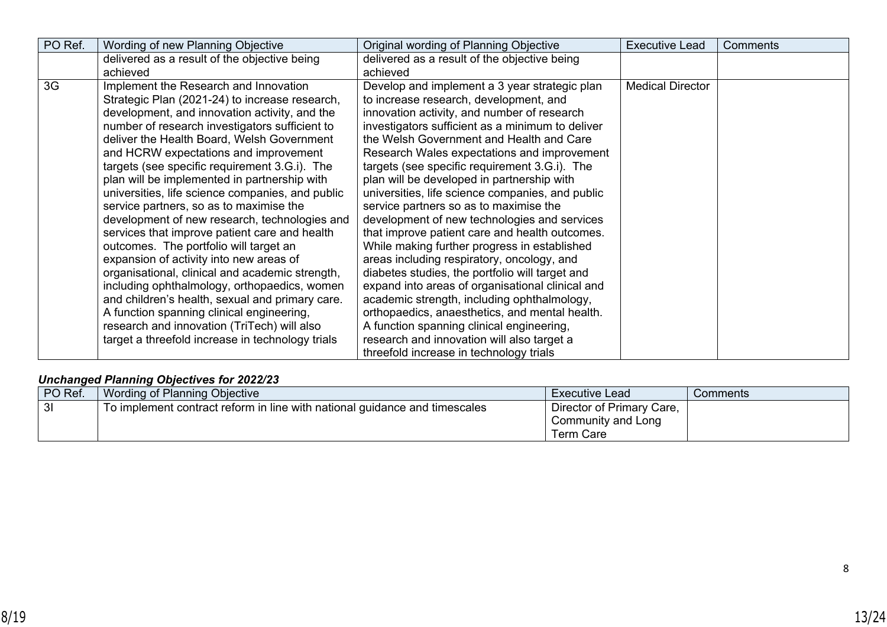| PO Ref. | Wording of new Planning Objective | Original wording of Planning Objective | Executive Lead | Comments |
|---|---|---|---|---|
| | delivered as a result of the objective being achieved | delivered as a result of the objective being achieved | | |
| 3G | Implement the Research and Innovation Strategic Plan (2021-24) to increase research, development, and innovation activity, and the number of research investigators sufficient to deliver the Health Board, Welsh Government and HCRW expectations and improvement targets (see specific requirement 3.G.i). The plan will be implemented in partnership with universities, life science companies, and public service partners, so as to maximise the development of new research, technologies and services that improve patient care and health outcomes. The portfolio will target an expansion of activity into new areas of organisational, clinical and academic strength, including ophthalmology, orthopaedics, women and children's health, sexual and primary care. A function spanning clinical engineering, research and innovation (TriTech) will also target a threefold increase in technology trials | Develop and implement a 3 year strategic plan to increase research, development, and innovation activity, and number of research investigators sufficient as a minimum to deliver the Welsh Government and Health and Care Research Wales expectations and improvement targets (see specific requirement 3.G.i). The plan will be developed in partnership with universities, life science companies, and public service partners so as to maximise the development of new technologies and services that improve patient care and health outcomes. While making further progress in established areas including respiratory, oncology, and diabetes studies, the portfolio will target and expand into areas of organisational clinical and academic strength, including ophthalmology, orthopaedics, anaesthetics, and mental health. A function spanning clinical engineering, research and innovation will also target a threefold increase in technology trials | Medical Director | |

***Unchanged Planning Objectives for 2022/23***

| PO Ref. | Wording of Planning Objective | Executive Lead | Comments |
|---|---|---|---|
| 3I | To implement contract reform in line with national guidance and timescales | Director of Primary Care, Community and Long Term Care | |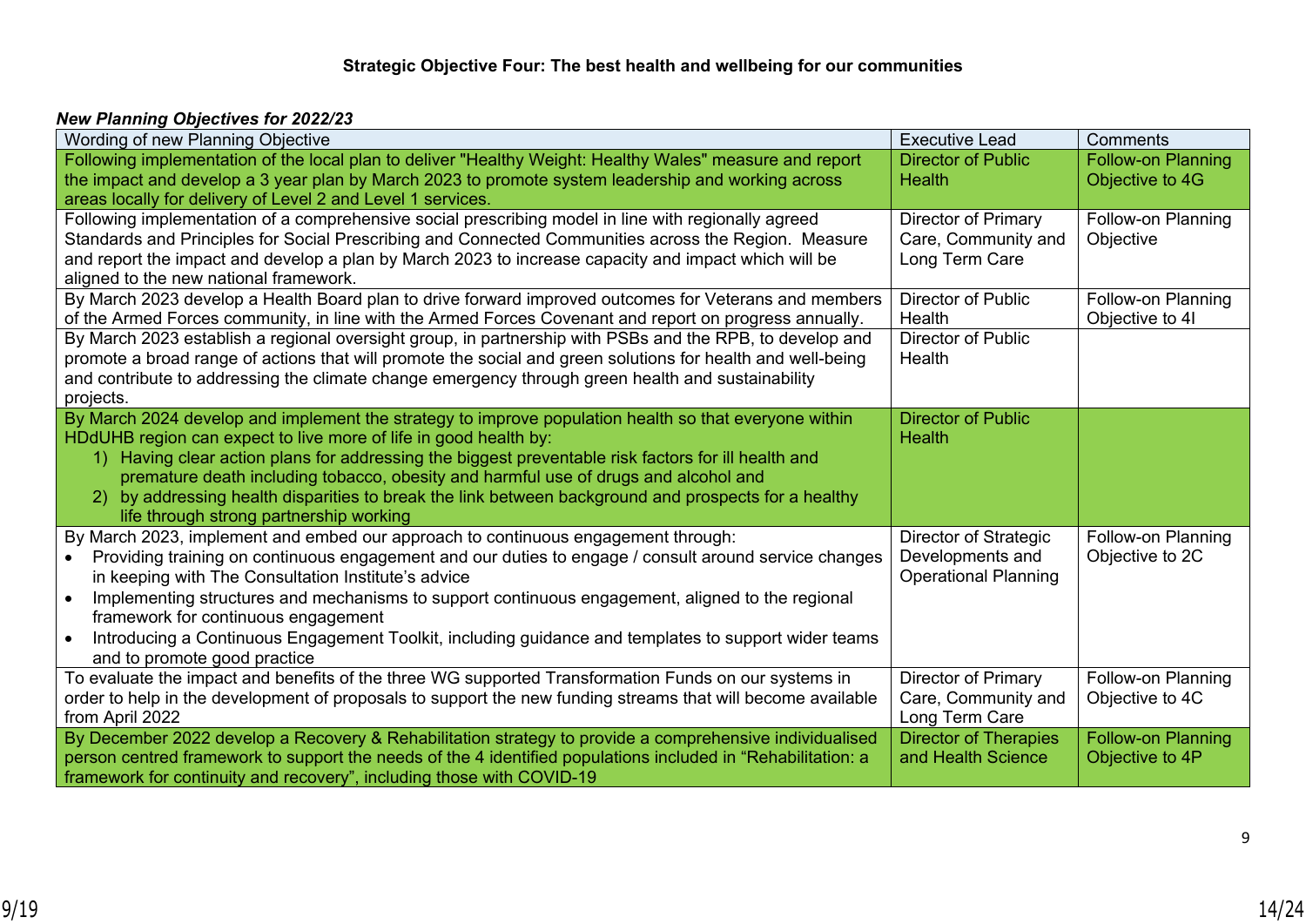**Strategic Objective Four: The best health and wellbeing for our communities**

***New Planning Objectives for 2022/23***

| Wording of new Planning Objective | Executive Lead | Comments |
|---|---|---|
| Following implementation of the local plan to deliver "Healthy Weight: Healthy Wales" measure and report the impact and develop a 3 year plan by March 2023 to promote system leadership and working across areas locally for delivery of Level 2 and Level 1 services. | Director of Public Health | Follow-on Planning Objective to 4G |
| Following implementation of a comprehensive social prescribing model in line with regionally agreed Standards and Principles for Social Prescribing and Connected Communities across the Region. Measure and report the impact and develop a plan by March 2023 to increase capacity and impact which will be aligned to the new national framework. | Director of Primary Care, Community and Long Term Care | Follow-on Planning Objective |
| By March 2023 develop a Health Board plan to drive forward improved outcomes for Veterans and members of the Armed Forces community, in line with the Armed Forces Covenant and report on progress annually. | Director of Public Health | Follow-on Planning Objective to 4I |
| By March 2023 establish a regional oversight group, in partnership with PSBs and the RPB, to develop and promote a broad range of actions that will promote the social and green solutions for health and well-being and contribute to addressing the climate change emergency through green health and sustainability projects. | Director of Public Health | |
| By March 2024 develop and implement the strategy to improve population health so that everyone within HDdUHB region can expect to live more of life in good health by:<br>1) Having clear action plans for addressing the biggest preventable risk factors for ill health and premature death including tobacco, obesity and harmful use of drugs and alcohol and<br>2) by addressing health disparities to break the link between background and prospects for a healthy life through strong partnership working | Director of Public Health | |
| By March 2023, implement and embed our approach to continuous engagement through:<br>• Providing training on continuous engagement and our duties to engage / consult around service changes in keeping with The Consultation Institute's advice<br>• Implementing structures and mechanisms to support continuous engagement, aligned to the regional framework for continuous engagement<br>• Introducing a Continuous Engagement Toolkit, including guidance and templates to support wider teams and to promote good practice | Director of Strategic Developments and Operational Planning | Follow-on Planning Objective to 2C |
| To evaluate the impact and benefits of the three WG supported Transformation Funds on our systems in order to help in the development of proposals to support the new funding streams that will become available from April 2022 | Director of Primary Care, Community and Long Term Care | Follow-on Planning Objective to 4C |
| By December 2022 develop a Recovery & Rehabilitation strategy to provide a comprehensive individualised person centred framework to support the needs of the 4 identified populations included in "Rehabilitation: a framework for continuity and recovery", including those with COVID-19 | Director of Therapies and Health Science | Follow-on Planning Objective to 4P |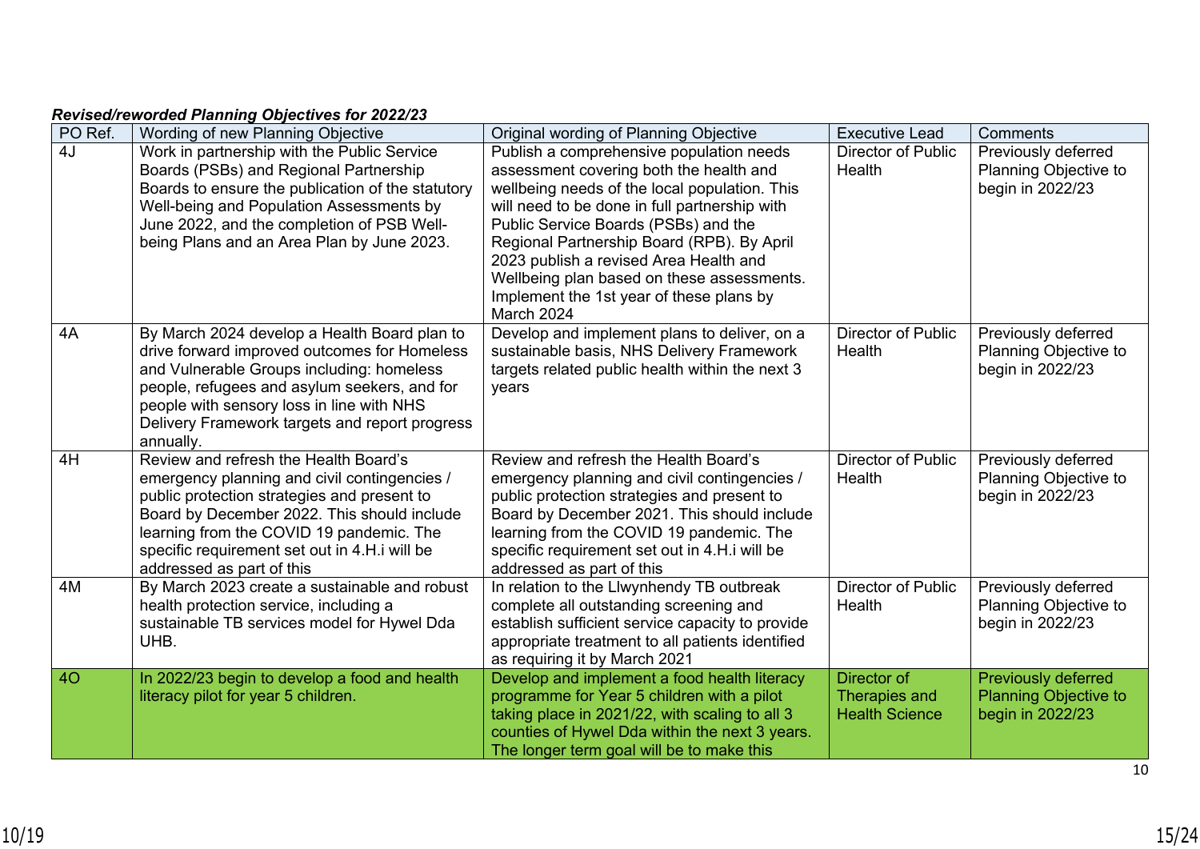***Revised/reworded Planning Objectives for 2022/23***

| PO Ref. | Wording of new Planning Objective | Original wording of Planning Objective | Executive Lead | Comments |
|---|---|---|---|---|
| 4J | Work in partnership with the Public Service Boards (PSBs) and Regional Partnership Boards to ensure the publication of the statutory Well-being and Population Assessments by June 2022, and the completion of PSB Well-being Plans and an Area Plan by June 2023. | Publish a comprehensive population needs assessment covering both the health and wellbeing needs of the local population. This will need to be done in full partnership with Public Service Boards (PSBs) and the Regional Partnership Board (RPB). By April 2023 publish a revised Area Health and Wellbeing plan based on these assessments. Implement the 1st year of these plans by March 2024 | Director of Public Health | Previously deferred Planning Objective to begin in 2022/23 |
| 4A | By March 2024 develop a Health Board plan to drive forward improved outcomes for Homeless and Vulnerable Groups including: homeless people, refugees and asylum seekers, and for people with sensory loss in line with NHS Delivery Framework targets and report progress annually. | Develop and implement plans to deliver, on a sustainable basis, NHS Delivery Framework targets related public health within the next 3 years | Director of Public Health | Previously deferred Planning Objective to begin in 2022/23 |
| 4H | Review and refresh the Health Board's emergency planning and civil contingencies / public protection strategies and present to Board by December 2022. This should include learning from the COVID 19 pandemic. The specific requirement set out in 4.H.i will be addressed as part of this | Review and refresh the Health Board's emergency planning and civil contingencies / public protection strategies and present to Board by December 2021. This should include learning from the COVID 19 pandemic. The specific requirement set out in 4.H.i will be addressed as part of this | Director of Public Health | Previously deferred Planning Objective to begin in 2022/23 |
| 4M | By March 2023 create a sustainable and robust health protection service, including a sustainable TB services model for Hywel Dda UHB. | In relation to the Llwynhendy TB outbreak complete all outstanding screening and establish sufficient service capacity to provide appropriate treatment to all patients identified as requiring it by March 2021 | Director of Public Health | Previously deferred Planning Objective to begin in 2022/23 |
| 4O | In 2022/23 begin to develop a food and health literacy pilot for year 5 children. | Develop and implement a food health literacy programme for Year 5 children with a pilot taking place in 2021/22, with scaling to all 3 counties of Hywel Dda within the next 3 years. The longer term goal will be to make this | Director of Therapies and Health Science | Previously deferred Planning Objective to begin in 2022/23 |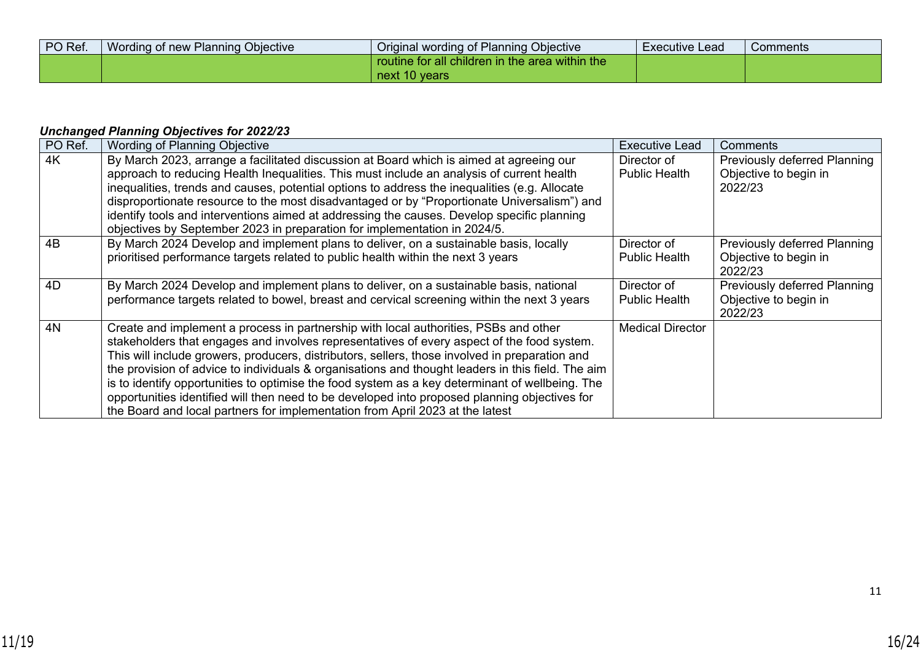| PO Ref. | Wording of new Planning Objective | Original wording of Planning Objective | Executive Lead | Comments |
|---|---|---|---|---|
| | | routine for all children in the area within the next 10 years | | |

***Unchanged Planning Objectives for 2022/23***

| PO Ref. | Wording of Planning Objective | Executive Lead | Comments |
|---|---|---|---|
| 4K | By March 2023, arrange a facilitated discussion at Board which is aimed at agreeing our approach to reducing Health Inequalities. This must include an analysis of current health inequalities, trends and causes, potential options to address the inequalities (e.g. Allocate disproportionate resource to the most disadvantaged or by "Proportionate Universalism") and identify tools and interventions aimed at addressing the causes. Develop specific planning objectives by September 2023 in preparation for implementation in 2024/5. | Director of Public Health | Previously deferred Planning Objective to begin in 2022/23 |
| 4B | By March 2024 Develop and implement plans to deliver, on a sustainable basis, locally prioritised performance targets related to public health within the next 3 years | Director of Public Health | Previously deferred Planning Objective to begin in 2022/23 |
| 4D | By March 2024 Develop and implement plans to deliver, on a sustainable basis, national performance targets related to bowel, breast and cervical screening within the next 3 years | Director of Public Health | Previously deferred Planning Objective to begin in 2022/23 |
| 4N | Create and implement a process in partnership with local authorities, PSBs and other stakeholders that engages and involves representatives of every aspect of the food system. This will include growers, producers, distributors, sellers, those involved in preparation and the provision of advice to individuals & organisations and thought leaders in this field. The aim is to identify opportunities to optimise the food system as a key determinant of wellbeing. The opportunities identified will then need to be developed into proposed planning objectives for the Board and local partners for implementation from April 2023 at the latest | Medical Director | |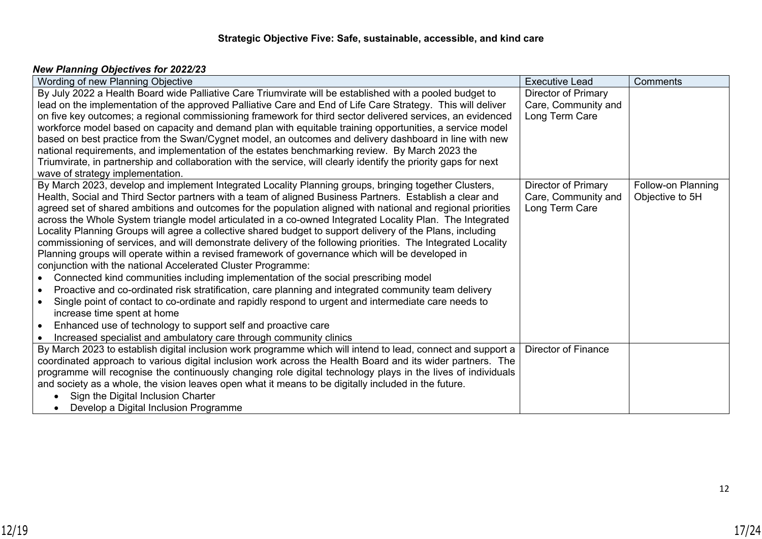### Strategic Objective Five: Safe, sustainable, accessible, and kind care

***New Planning Objectives for 2022/23***

| Wording of new Planning Objective | Executive Lead | Comments |
|---|---|---|
| By July 2022 a Health Board wide Palliative Care Triumvirate will be established with a pooled budget to lead on the implementation of the approved Palliative Care and End of Life Care Strategy. This will deliver on five key outcomes; a regional commissioning framework for third sector delivered services, an evidenced workforce model based on capacity and demand plan with equitable training opportunities, a service model based on best practice from the Swan/Cygnet model, an outcomes and delivery dashboard in line with new national requirements, and implementation of the estates benchmarking review. By March 2023 the Triumvirate, in partnership and collaboration with the service, will clearly identify the priority gaps for next wave of strategy implementation. | Director of Primary Care, Community and Long Term Care | |
| By March 2023, develop and implement Integrated Locality Planning groups, bringing together Clusters, Health, Social and Third Sector partners with a team of aligned Business Partners. Establish a clear and agreed set of shared ambitions and outcomes for the population aligned with national and regional priorities across the Whole System triangle model articulated in a co-owned Integrated Locality Plan. The Integrated Locality Planning Groups will agree a collective shared budget to support delivery of the Plans, including commissioning of services, and will demonstrate delivery of the following priorities. The Integrated Locality Planning groups will operate within a revised framework of governance which will be developed in conjunction with the national Accelerated Cluster Programme:<br>• Connected kind communities including implementation of the social prescribing model<br>• Proactive and co-ordinated risk stratification, care planning and integrated community team delivery<br>• Single point of contact to co-ordinate and rapidly respond to urgent and intermediate care needs to increase time spent at home<br>• Enhanced use of technology to support self and proactive care<br>• Increased specialist and ambulatory care through community clinics | Director of Primary Care, Community and Long Term Care | Follow-on Planning Objective to 5H |
| By March 2023 to establish digital inclusion work programme which will intend to lead, connect and support a coordinated approach to various digital inclusion work across the Health Board and its wider partners. The programme will recognise the continuously changing role digital technology plays in the lives of individuals and society as a whole, the vision leaves open what it means to be digitally included in the future.<br>• Sign the Digital Inclusion Charter<br>• Develop a Digital Inclusion Programme | Director of Finance | |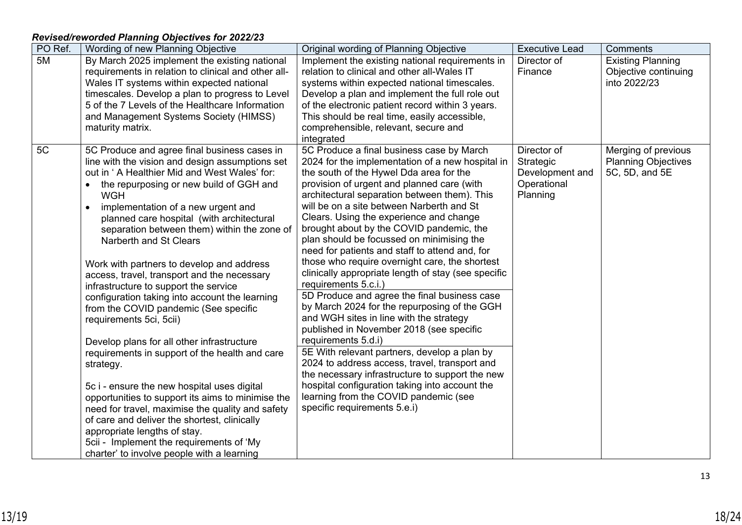***Revised/reworded Planning Objectives for 2022/23***

| PO Ref. | Wording of new Planning Objective | Original wording of Planning Objective | Executive Lead | Comments |
|---|---|---|---|---|
| 5M | By March 2025 implement the existing national requirements in relation to clinical and other all-Wales IT systems within expected national timescales. Develop a plan to progress to Level 5 of the 7 Levels of the Healthcare Information and Management Systems Society (HIMSS) maturity matrix. | Implement the existing national requirements in relation to clinical and other all-Wales IT systems within expected national timescales. Develop a plan and implement the full role out of the electronic patient record within 3 years. This should be real time, easily accessible, comprehensible, relevant, secure and integrated | Director of Finance | Existing Planning Objective continuing into 2022/23 |
| 5C | 5C Produce and agree final business cases in line with the vision and design assumptions set out in ' A Healthier Mid and West Wales' for:<br>• the repurposing or new build of GGH and WGH<br>• implementation of a new urgent and planned care hospital (with architectural separation between them) within the zone of Narberth and St Clears<br><br>Work with partners to develop and address access, travel, transport and the necessary infrastructure to support the service configuration taking into account the learning from the COVID pandemic (See specific requirements 5ci, 5cii)<br><br>Develop plans for all other infrastructure requirements in support of the health and care strategy.<br><br>5c i - ensure the new hospital uses digital opportunities to support its aims to minimise the need for travel, maximise the quality and safety of care and deliver the shortest, clinically appropriate lengths of stay.<br>5cii - Implement the requirements of 'My charter' to involve people with a learning | 5C Produce a final business case by March 2024 for the implementation of a new hospital in the south of the Hywel Dda area for the provision of urgent and planned care (with architectural separation between them). This will be on a site between Narberth and St Clears. Using the experience and change brought about by the COVID pandemic, the plan should be focussed on minimising the need for patients and staff to attend and, for those who require overnight care, the shortest clinically appropriate length of stay (see specific requirements 5.c.i.)<br><br>5D Produce and agree the final business case by March 2024 for the repurposing of the GGH and WGH sites in line with the strategy published in November 2018 (see specific requirements 5.d.i)<br><br>5E With relevant partners, develop a plan by 2024 to address access, travel, transport and the necessary infrastructure to support the new hospital configuration taking into account the learning from the COVID pandemic (see specific requirements 5.e.i) | Director of Strategic Development and Operational Planning | Merging of previous Planning Objectives 5C, 5D, and 5E |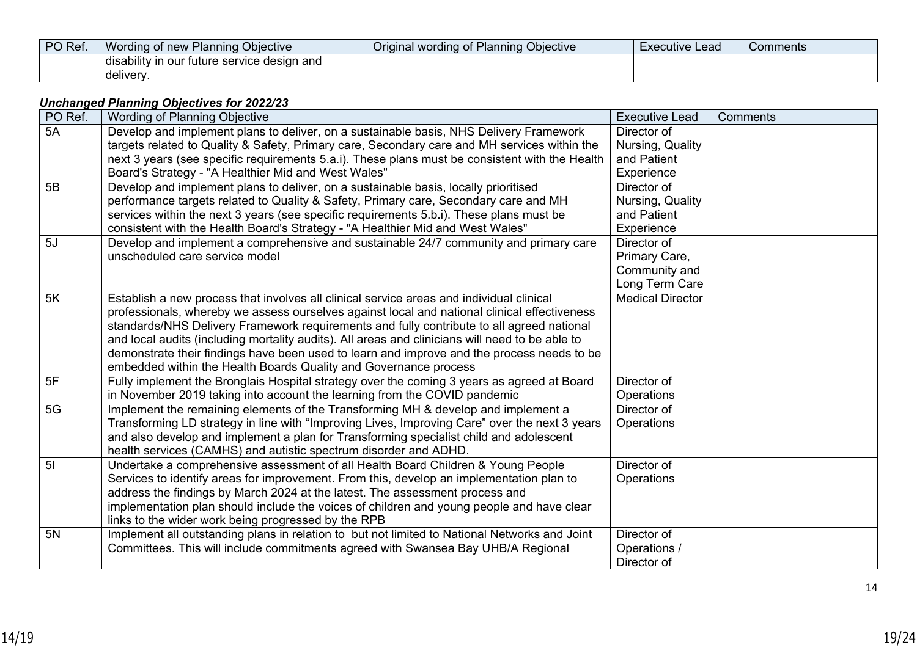| PO Ref. | Wording of new Planning Objective | Original wording of Planning Objective | Executive Lead | Comments |
|---|---|---|---|---|
| | disability in our future service design and delivery. | | | |

***Unchanged Planning Objectives for 2022/23***

| PO Ref. | Wording of Planning Objective | Executive Lead | Comments |
|---|---|---|---|
| 5A | Develop and implement plans to deliver, on a sustainable basis, NHS Delivery Framework targets related to Quality & Safety, Primary care, Secondary care and MH services within the next 3 years (see specific requirements 5.a.i). These plans must be consistent with the Health Board's Strategy - "A Healthier Mid and West Wales" | Director of Nursing, Quality and Patient Experience | |
| 5B | Develop and implement plans to deliver, on a sustainable basis, locally prioritised performance targets related to Quality & Safety, Primary care, Secondary care and MH services within the next 3 years (see specific requirements 5.b.i). These plans must be consistent with the Health Board's Strategy - "A Healthier Mid and West Wales" | Director of Nursing, Quality and Patient Experience | |
| 5J | Develop and implement a comprehensive and sustainable 24/7 community and primary care unscheduled care service model | Director of Primary Care, Community and Long Term Care | |
| 5K | Establish a new process that involves all clinical service areas and individual clinical professionals, whereby we assess ourselves against local and national clinical effectiveness standards/NHS Delivery Framework requirements and fully contribute to all agreed national and local audits (including mortality audits). All areas and clinicians will need to be able to demonstrate their findings have been used to learn and improve and the process needs to be embedded within the Health Boards Quality and Governance process | Medical Director | |
| 5F | Fully implement the Bronglais Hospital strategy over the coming 3 years as agreed at Board in November 2019 taking into account the learning from the COVID pandemic | Director of Operations | |
| 5G | Implement the remaining elements of the Transforming MH & develop and implement a Transforming LD strategy in line with "Improving Lives, Improving Care" over the next 3 years and also develop and implement a plan for Transforming specialist child and adolescent health services (CAMHS) and autistic spectrum disorder and ADHD. | Director of Operations | |
| 5I | Undertake a comprehensive assessment of all Health Board Children & Young People Services to identify areas for improvement. From this, develop an implementation plan to address the findings by March 2024 at the latest. The assessment process and implementation plan should include the voices of children and young people and have clear links to the wider work being progressed by the RPB | Director of Operations | |
| 5N | Implement all outstanding plans in relation to but not limited to National Networks and Joint Committees. This will include commitments agreed with Swansea Bay UHB/A Regional | Director of Operations / Director of | |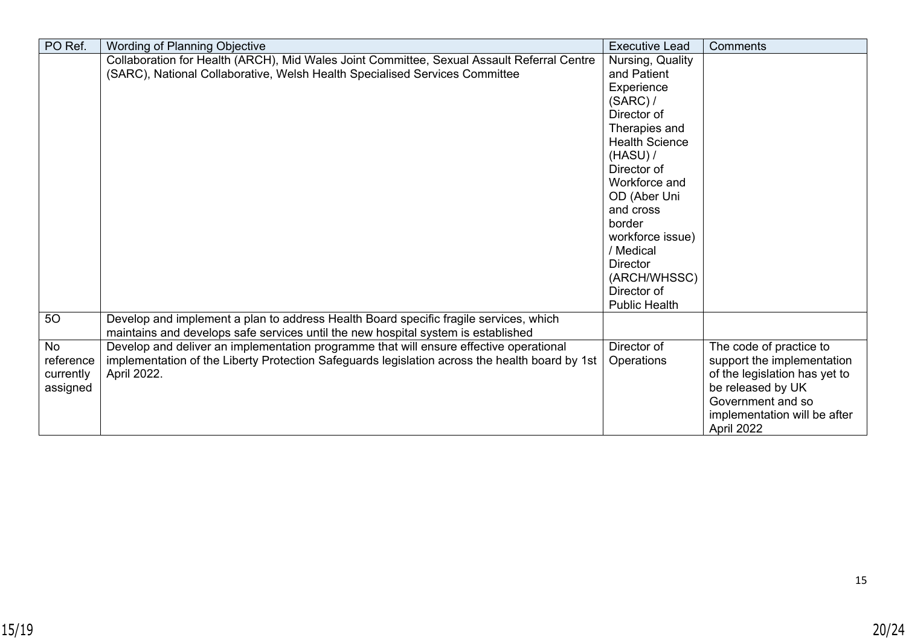| PO Ref. | Wording of Planning Objective | Executive Lead | Comments |
|---|---|---|---|
| | Collaboration for Health (ARCH), Mid Wales Joint Committee, Sexual Assault Referral Centre (SARC), National Collaborative, Welsh Health Specialised Services Committee | Nursing, Quality and Patient Experience (SARC) / Director of Therapies and Health Science (HASU) / Director of Workforce and OD (Aber Uni and cross border workforce issue) / Medical Director (ARCH/WHSSC) Director of Public Health | |
| 5O | Develop and implement a plan to address Health Board specific fragile services, which maintains and develops safe services until the new hospital system is established | | |
| No reference currently assigned | Develop and deliver an implementation programme that will ensure effective operational implementation of the Liberty Protection Safeguards legislation across the health board by 1st April 2022. | Director of Operations | The code of practice to support the implementation of the legislation has yet to be released by UK Government and so implementation will be after April 2022 |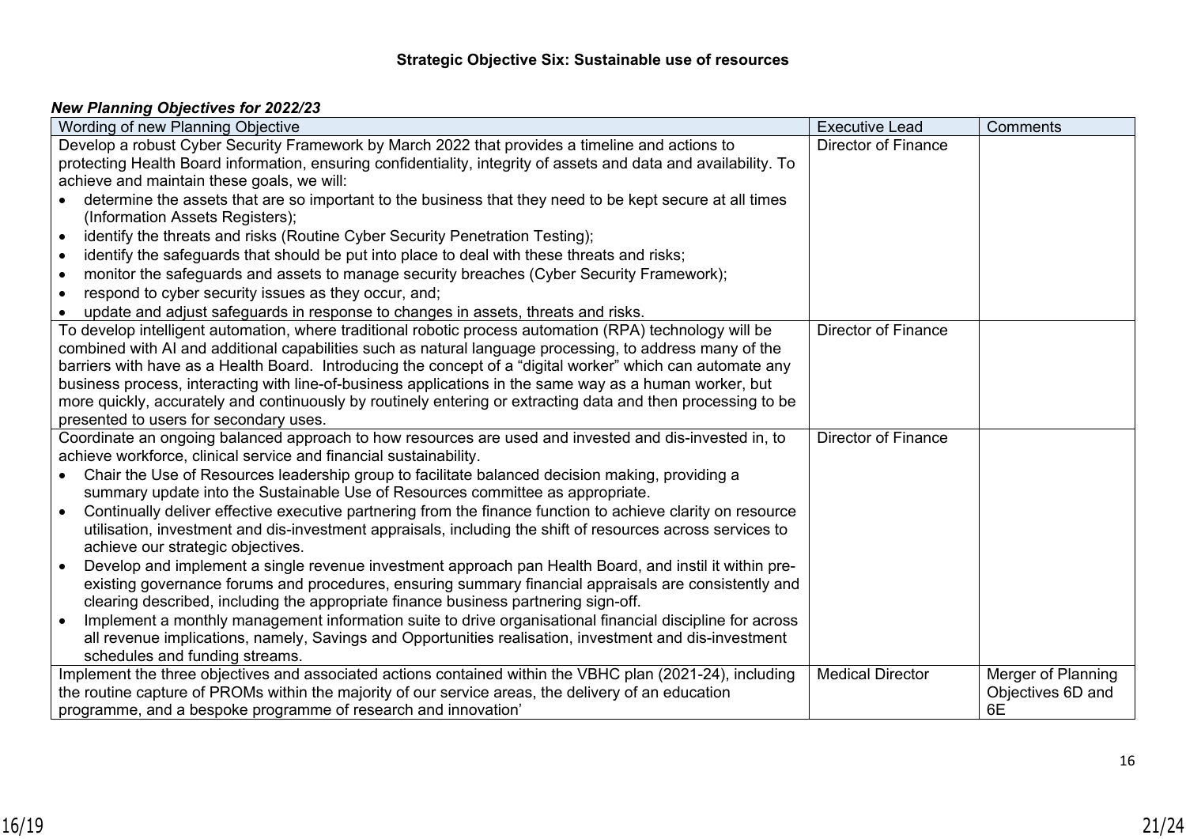**Strategic Objective Six: Sustainable use of resources**

***New Planning Objectives for 2022/23***

| Wording of new Planning Objective | Executive Lead | Comments |
|---|---|---|
| Develop a robust Cyber Security Framework by March 2022 that provides a timeline and actions to protecting Health Board information, ensuring confidentiality, integrity of assets and data and availability. To achieve and maintain these goals, we will:<br>• determine the assets that are so important to the business that they need to be kept secure at all times (Information Assets Registers);<br>• identify the threats and risks (Routine Cyber Security Penetration Testing);<br>• identify the safeguards that should be put into place to deal with these threats and risks;<br>• monitor the safeguards and assets to manage security breaches (Cyber Security Framework);<br>• respond to cyber security issues as they occur, and;<br>• update and adjust safeguards in response to changes in assets, threats and risks. | Director of Finance | |
| To develop intelligent automation, where traditional robotic process automation (RPA) technology will be combined with AI and additional capabilities such as natural language processing, to address many of the barriers with have as a Health Board. Introducing the concept of a "digital worker" which can automate any business process, interacting with line-of-business applications in the same way as a human worker, but more quickly, accurately and continuously by routinely entering or extracting data and then processing to be presented to users for secondary uses. | Director of Finance | |
| Coordinate an ongoing balanced approach to how resources are used and invested and dis-invested in, to achieve workforce, clinical service and financial sustainability.<br>• Chair the Use of Resources leadership group to facilitate balanced decision making, providing a summary update into the Sustainable Use of Resources committee as appropriate.<br>• Continually deliver effective executive partnering from the finance function to achieve clarity on resource utilisation, investment and dis-investment appraisals, including the shift of resources across services to achieve our strategic objectives.<br>• Develop and implement a single revenue investment approach pan Health Board, and instil it within pre-existing governance forums and procedures, ensuring summary financial appraisals are consistently and clearing described, including the appropriate finance business partnering sign-off.<br>• Implement a monthly management information suite to drive organisational financial discipline for across all revenue implications, namely, Savings and Opportunities realisation, investment and dis-investment schedules and funding streams. | Director of Finance | |
| Implement the three objectives and associated actions contained within the VBHC plan (2021-24), including the routine capture of PROMs within the majority of our service areas, the delivery of an education programme, and a bespoke programme of research and innovation' | Medical Director | Merger of Planning Objectives 6D and 6E |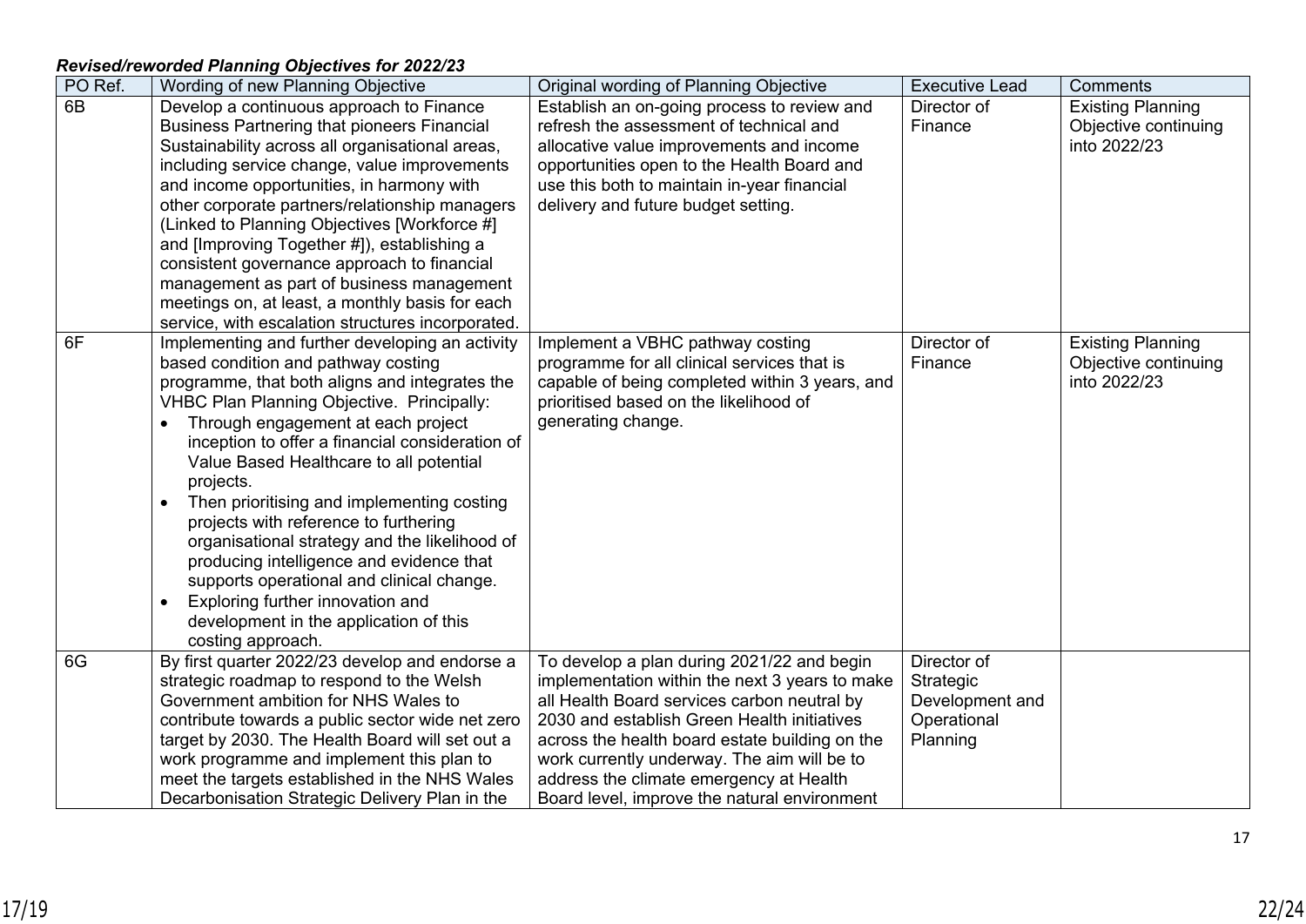***Revised/reworded Planning Objectives for 2022/23***

| PO Ref. | Wording of new Planning Objective | Original wording of Planning Objective | Executive Lead | Comments |
|---|---|---|---|---|
| 6B | Develop a continuous approach to Finance Business Partnering that pioneers Financial Sustainability across all organisational areas, including service change, value improvements and income opportunities, in harmony with other corporate partners/relationship managers (Linked to Planning Objectives [Workforce #] and [Improving Together #]), establishing a consistent governance approach to financial management as part of business management meetings on, at least, a monthly basis for each service, with escalation structures incorporated. | Establish an on-going process to review and refresh the assessment of technical and allocative value improvements and income opportunities open to the Health Board and use this both to maintain in-year financial delivery and future budget setting. | Director of Finance | Existing Planning Objective continuing into 2022/23 |
| 6F | Implementing and further developing an activity based condition and pathway costing programme, that both aligns and integrates the VHBC Plan Planning Objective. Principally:<br>• Through engagement at each project inception to offer a financial consideration of Value Based Healthcare to all potential projects.<br>• Then prioritising and implementing costing projects with reference to furthering organisational strategy and the likelihood of producing intelligence and evidence that supports operational and clinical change.<br>• Exploring further innovation and development in the application of this costing approach. | Implement a VBHC pathway costing programme for all clinical services that is capable of being completed within 3 years, and prioritised based on the likelihood of generating change. | Director of Finance | Existing Planning Objective continuing into 2022/23 |
| 6G | By first quarter 2022/23 develop and endorse a strategic roadmap to respond to the Welsh Government ambition for NHS Wales to contribute towards a public sector wide net zero target by 2030. The Health Board will set out a work programme and implement this plan to meet the targets established in the NHS Wales Decarbonisation Strategic Delivery Plan in the | To develop a plan during 2021/22 and begin implementation within the next 3 years to make all Health Board services carbon neutral by 2030 and establish Green Health initiatives across the health board estate building on the work currently underway. The aim will be to address the climate emergency at Health Board level, improve the natural environment | Director of Strategic Development and Operational Planning | |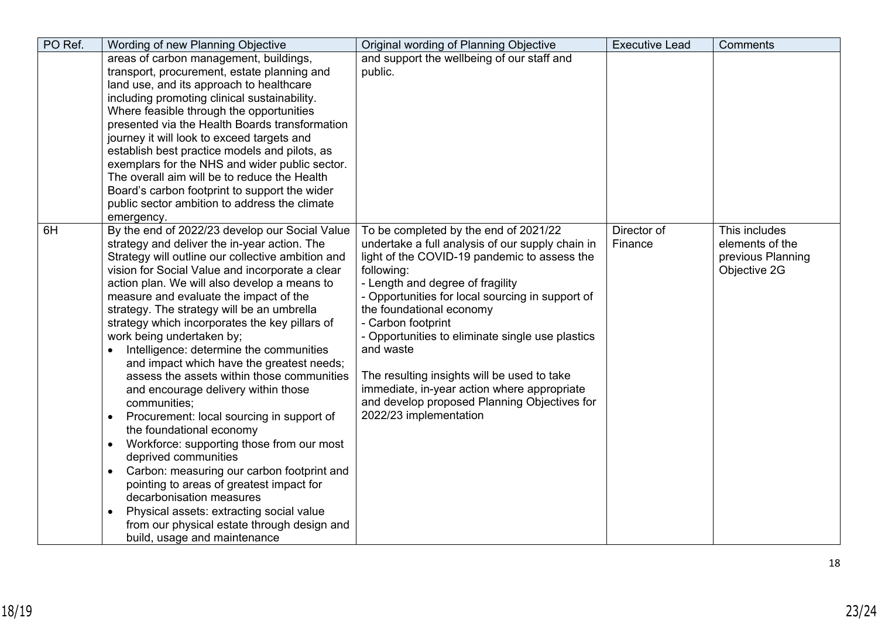| PO Ref. | Wording of new Planning Objective | Original wording of Planning Objective | Executive Lead | Comments |
|---|---|---|---|---|
| | areas of carbon management, buildings, transport, procurement, estate planning and land use, and its approach to healthcare including promoting clinical sustainability. Where feasible through the opportunities presented via the Health Boards transformation journey it will look to exceed targets and establish best practice models and pilots, as exemplars for the NHS and wider public sector. The overall aim will be to reduce the Health Board's carbon footprint to support the wider public sector ambition to address the climate emergency. | and support the wellbeing of our staff and public. | | |
| 6H | By the end of 2022/23 develop our Social Value strategy and deliver the in-year action. The Strategy will outline our collective ambition and vision for Social Value and incorporate a clear action plan. We will also develop a means to measure and evaluate the impact of the strategy. The strategy will be an umbrella strategy which incorporates the key pillars of work being undertaken by;<br>• Intelligence: determine the communities and impact which have the greatest needs; assess the assets within those communities and encourage delivery within those communities;<br>• Procurement: local sourcing in support of the foundational economy<br>• Workforce: supporting those from our most deprived communities<br>• Carbon: measuring our carbon footprint and pointing to areas of greatest impact for decarbonisation measures<br>• Physical assets: extracting social value from our physical estate through design and build, usage and maintenance | To be completed by the end of 2021/22 undertake a full analysis of our supply chain in light of the COVID-19 pandemic to assess the following:<br>- Length and degree of fragility<br>- Opportunities for local sourcing in support of the foundational economy<br>- Carbon footprint<br>- Opportunities to eliminate single use plastics and waste<br><br>The resulting insights will be used to take immediate, in-year action where appropriate and develop proposed Planning Objectives for 2022/23 implementation | Director of Finance | This includes elements of the previous Planning Objective 2G |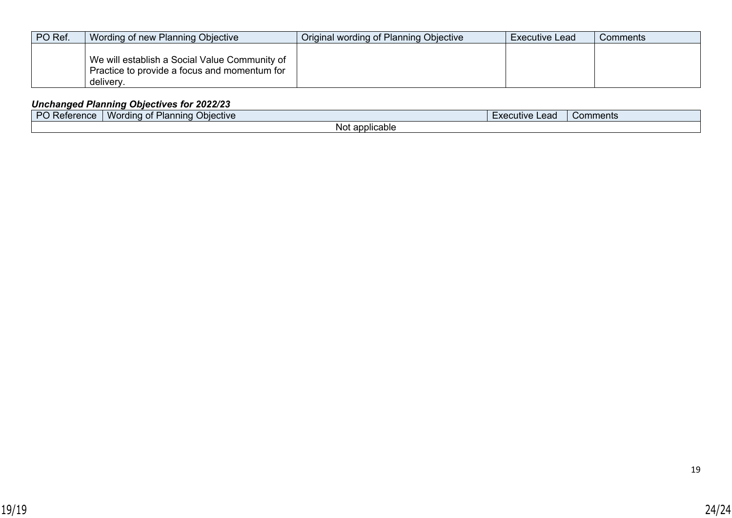| PO Ref. | Wording of new Planning Objective | Original wording of Planning Objective | Executive Lead | Comments |
| --- | --- | --- | --- | --- |
| | We will establish a Social Value Community of Practice to provide a focus and momentum for delivery. | | | |

***Unchanged Planning Objectives for 2022/23***

| PO Reference | Wording of Planning Objective | Executive Lead | Comments |
| --- | --- | --- | --- |
| Not applicable | | | |